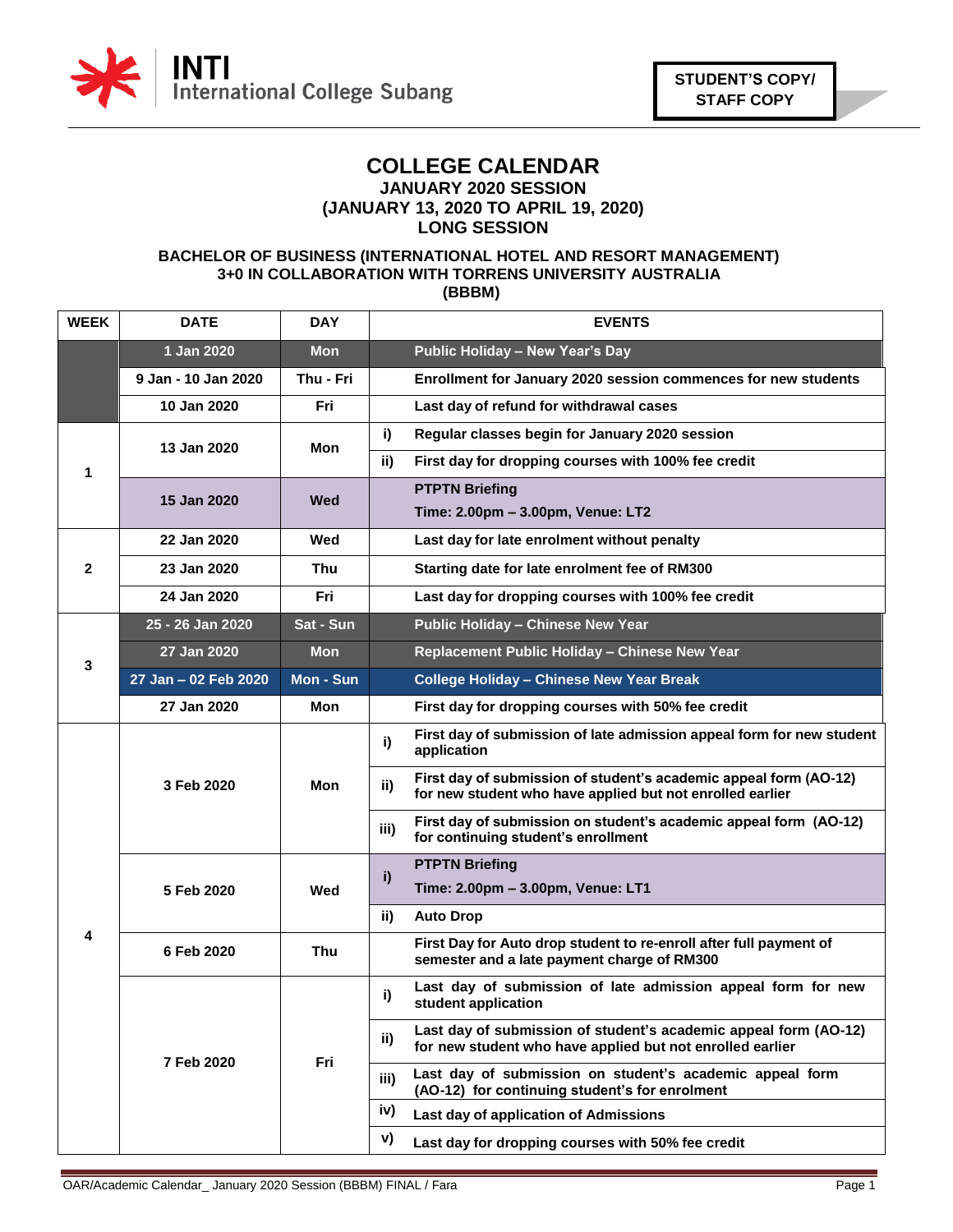INTI International College Subang

STUDENT'S COPY/ STAFF COPY

# COLLEGE CALENDAR

## JANUARY 2020 SESSION
## (JANUARY 13, 2020 TO APRIL 19, 2020)
## LONG SESSION

### BACHELOR OF BUSINESS (INTERNATIONAL HOTEL AND RESORT MANAGEMENT) 3+0 IN COLLABORATION WITH TORRENS UNIVERSITY AUSTRALIA (BBBM)

| WEEK | DATE | DAY | | EVENTS |
|---|---|---|---|---|
| | 1 Jan 2020 | Mon | | Public Holiday – New Year's Day |
| | 9 Jan - 10 Jan 2020 | Thu - Fri | | Enrollment for January 2020 session commences for new students |
| | 10 Jan 2020 | Fri | | Last day of refund for withdrawal cases |
| 1 | 13 Jan 2020 | Mon | i) | Regular classes begin for January 2020 session |
| | | | ii) | First day for dropping courses with 100% fee credit |
| | 15 Jan 2020 | Wed | | PTPTN Briefing<br>Time: 2.00pm – 3.00pm, Venue: LT2 |
| 2 | 22 Jan 2020 | Wed | | Last day for late enrolment without penalty |
| | 23 Jan 2020 | Thu | | Starting date for late enrolment fee of RM300 |
| | 24 Jan 2020 | Fri | | Last day for dropping courses with 100% fee credit |
| 3 | 25 - 26 Jan 2020 | Sat - Sun | | Public Holiday – Chinese New Year |
| | 27 Jan 2020 | Mon | | Replacement Public Holiday – Chinese New Year |
| | 27 Jan – 02 Feb 2020 | Mon - Sun | | College Holiday – Chinese New Year Break |
| | 27 Jan 2020 | Mon | | First day for dropping courses with 50% fee credit |
| 4 | 3 Feb 2020 | Mon | i) | First day of submission of late admission appeal form for new student application |
| | | | ii) | First day of submission of student's academic appeal form (AO-12) for new student who have applied but not enrolled earlier |
| | | | iii) | First day of submission on student's academic appeal form (AO-12) for continuing student's enrollment |
| | 5 Feb 2020 | Wed | i) | PTPTN Briefing<br>Time: 2.00pm – 3.00pm, Venue: LT1 |
| | | | ii) | Auto Drop |
| | 6 Feb 2020 | Thu | | First Day for Auto drop student to re-enroll after full payment of semester and a late payment charge of RM300 |
| | 7 Feb 2020 | Fri | i) | Last day of submission of late admission appeal form for new student application |
| | | | ii) | Last day of submission of student's academic appeal form (AO-12) for new student who have applied but not enrolled earlier |
| | | | iii) | Last day of submission on student's academic appeal form (AO-12) for continuing student's for enrolment |
| | | | iv) | Last day of application of Admissions |
| | | | v) | Last day for dropping courses with 50% fee credit |

OAR/Academic Calendar_ January 2020 Session (BBBM) FINAL / Fara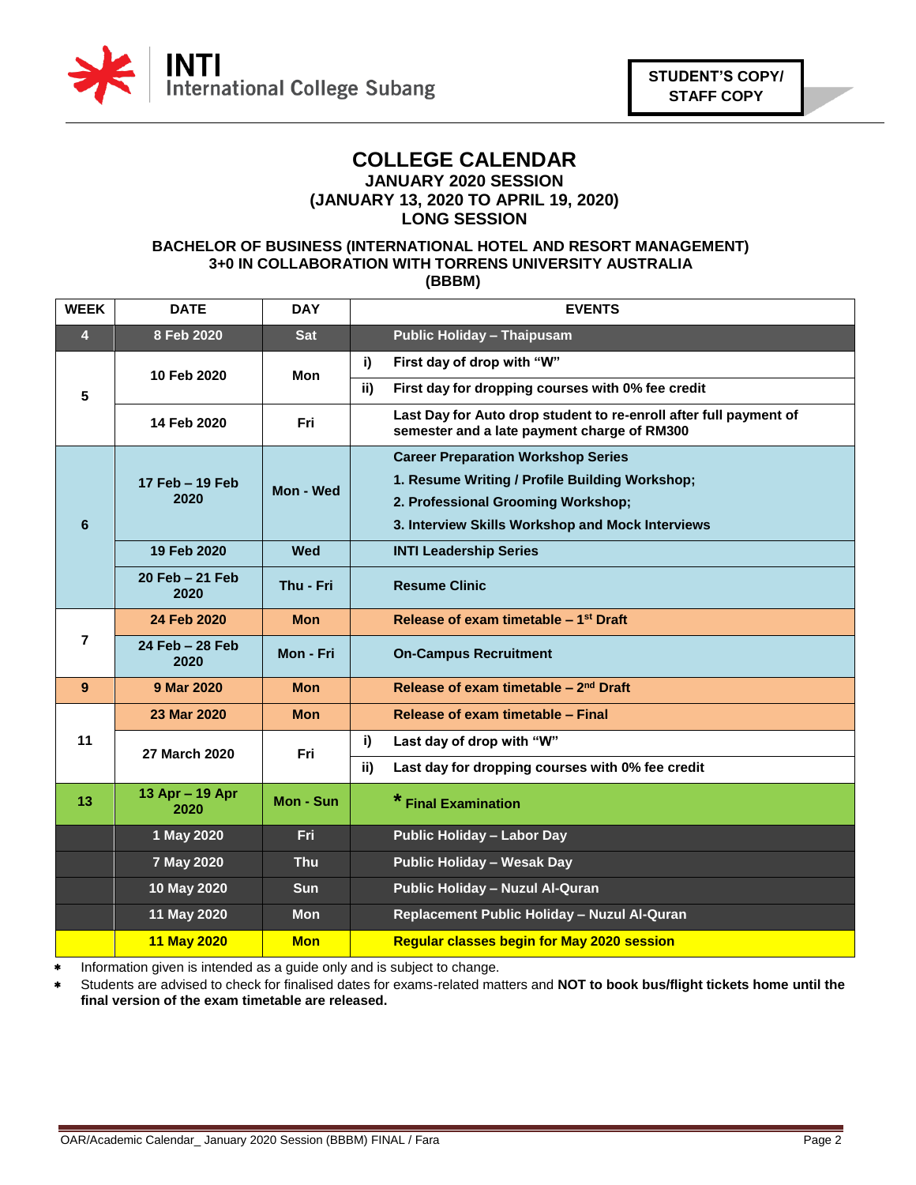**INTI International College Subang**

**STUDENT'S COPY/ STAFF COPY**

# COLLEGE CALENDAR

## JANUARY 2020 SESSION
## (JANUARY 13, 2020 TO APRIL 19, 2020)
## LONG SESSION

### BACHELOR OF BUSINESS (INTERNATIONAL HOTEL AND RESORT MANAGEMENT) 3+0 IN COLLABORATION WITH TORRENS UNIVERSITY AUSTRALIA (BBBM)

| WEEK | DATE | DAY | | EVENTS |
|---|---|---|---|---|
| 4 | 8 Feb 2020 | Sat | | Public Holiday – Thaipusam |
| 5 | 10 Feb 2020 | Mon | i) | First day of drop with "W" |
| | | | ii) | First day for dropping courses with 0% fee credit |
| | 14 Feb 2020 | Fri | | Last Day for Auto drop student to re-enroll after full payment of semester and a late payment charge of RM300 |
| 6 | 17 Feb – 19 Feb 2020 | Mon - Wed | | Career Preparation Workshop Series<br>1. Resume Writing / Profile Building Workshop;<br>2. Professional Grooming Workshop;<br>3. Interview Skills Workshop and Mock Interviews |
| | 19 Feb 2020 | Wed | | INTI Leadership Series |
| | 20 Feb – 21 Feb 2020 | Thu - Fri | | Resume Clinic |
| 7 | 24 Feb 2020 | Mon | | Release of exam timetable – 1st Draft |
| | 24 Feb – 28 Feb 2020 | Mon - Fri | | On-Campus Recruitment |
| 9 | 9 Mar 2020 | Mon | | Release of exam timetable – 2nd Draft |
| 11 | 23 Mar 2020 | Mon | | Release of exam timetable – Final |
| | 27 March 2020 | Fri | i) | Last day of drop with "W" |
| | | | ii) | Last day for dropping courses with 0% fee credit |
| 13 | 13 Apr – 19 Apr 2020 | Mon - Sun | | * Final Examination |
| | 1 May 2020 | Fri | | Public Holiday – Labor Day |
| | 7 May 2020 | Thu | | Public Holiday – Wesak Day |
| | 10 May 2020 | Sun | | Public Holiday – Nuzul Al-Quran |
| | 11 May 2020 | Mon | | Replacement Public Holiday – Nuzul Al-Quran |
| | 11 May 2020 | Mon | | Regular classes begin for May 2020 session |

* Information given is intended as a guide only and is subject to change.
* Students are advised to check for finalised dates for exams-related matters and **NOT to book bus/flight tickets home until the final version of the exam timetable are released.**

OAR/Academic Calendar_ January 2020 Session (BBBM) FINAL / Fara